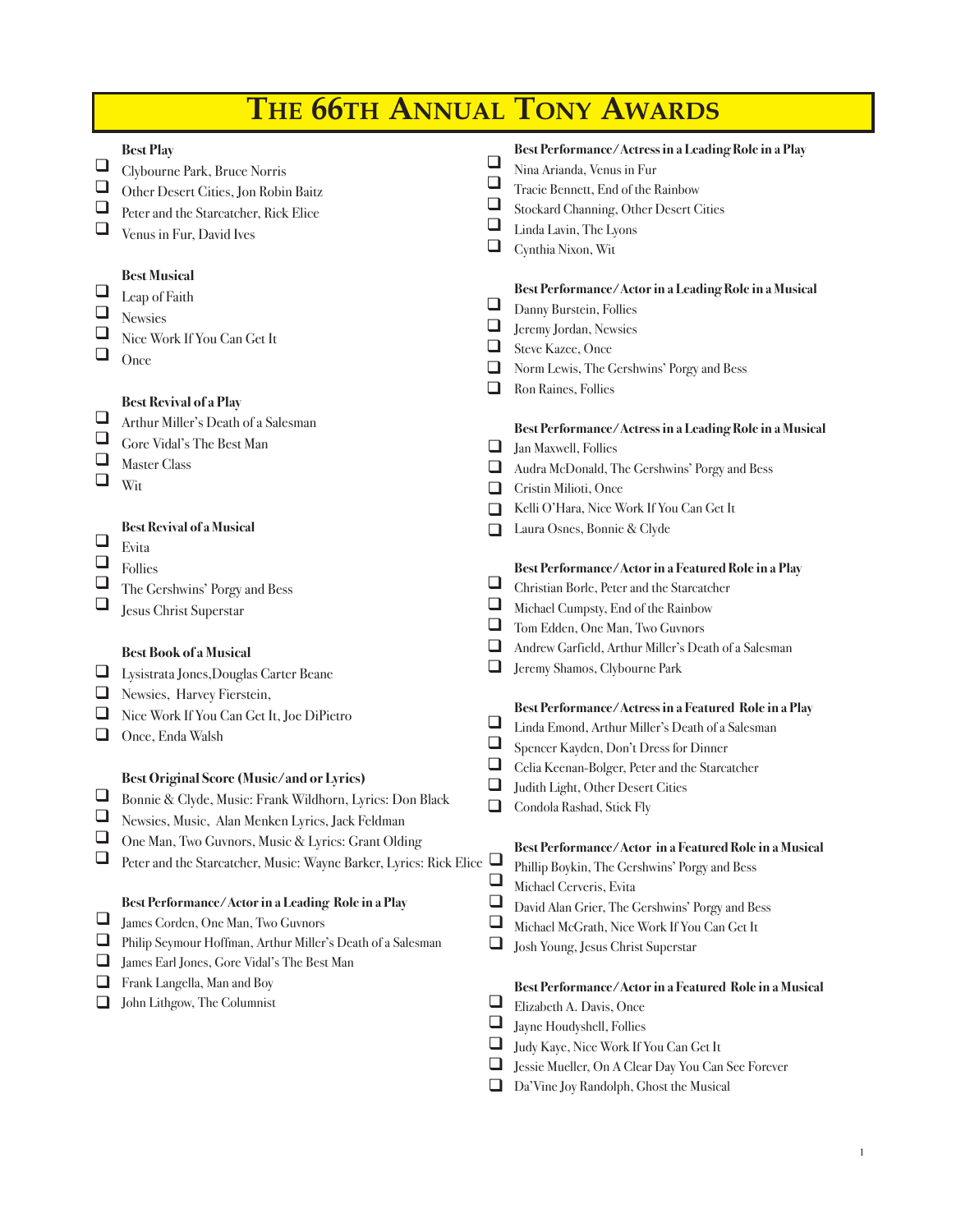# THE 66TH ANNUAL TONY AWARDS

**Best Play**

- ❑ Clybourne Park, Bruce Norris
- ❑ Other Desert Cities, Jon Robin Baitz
- ❑ Peter and the Starcatcher, Rick Elice
- ❑ Venus in Fur, David Ives

**Best Musical**

- ❑ Leap of Faith
- ❑ Newsies
- ❑ Nice Work If You Can Get It
- ❑ Once

**Best Revival of a Play**

- ❑ Arthur Miller's Death of a Salesman
- ❑ Gore Vidal's The Best Man
- ❑ Master Class
- ❑ Wit

**Best Revival of a Musical**

- ❑ Evita
- ❑ Follies
- ❑ The Gershwins' Porgy and Bess
- ❑ Jesus Christ Superstar

**Best Book of a Musical**

- ❑ Lysistrata Jones,Douglas Carter Beane
- ❑ Newsies, Harvey Fierstein,
- ❑ Nice Work If You Can Get It, Joe DiPietro
- ❑ Once, Enda Walsh

**Best Original Score (Music/and or Lyrics)**

- ❑ Bonnie & Clyde, Music: Frank Wildhorn, Lyrics: Don Black
- ❑ Newsies, Music, Alan Menken Lyrics, Jack Feldman
- ❑ One Man, Two Guvnors, Music & Lyrics: Grant Olding
- ❑ Peter and the Starcatcher, Music: Wayne Barker, Lyrics: Rick Elice

**Best Performance/Actor in a Leading Role in a Play**

- ❑ James Corden, One Man, Two Guvnors
- ❑ Philip Seymour Hoffman, Arthur Miller's Death of a Salesman
- ❑ James Earl Jones, Gore Vidal's The Best Man
- ❑ Frank Langella, Man and Boy
- ❑ John Lithgow, The Columnist

**Best Performance/Actress in a Leading Role in a Play**

- ❑ Nina Arianda, Venus in Fur
- ❑ Tracie Bennett, End of the Rainbow
- ❑ Stockard Channing, Other Desert Cities
- ❑ Linda Lavin, The Lyons
- ❑ Cynthia Nixon, Wit

**Best Performance/Actor in a Leading Role in a Musical**

- ❑ Danny Burstein, Follies
- ❑ Jeremy Jordan, Newsies
- ❑ Steve Kazee, Once
- ❑ Norm Lewis, The Gershwins' Porgy and Bess
- ❑ Ron Raines, Follies

**Best Performance/Actress in a Leading Role in a Musical**

- ❑ Jan Maxwell, Follies
- ❑ Audra McDonald, The Gershwins' Porgy and Bess
- ❑ Cristin Milioti, Once
- ❑ Kelli O'Hara, Nice Work If You Can Get It
- ❑ Laura Osnes, Bonnie & Clyde

**Best Performance/Actor in a Featured Role in a Play**

- ❑ Christian Borle, Peter and the Starcatcher
- ❑ Michael Cumpsty, End of the Rainbow
- ❑ Tom Edden, One Man, Two Guvnors
- ❑ Andrew Garfield, Arthur Miller's Death of a Salesman
- ❑ Jeremy Shamos, Clybourne Park

**Best Performance/Actress in a Featured Role in a Play**

- ❑ Linda Emond, Arthur Miller's Death of a Salesman
- ❑ Spencer Kayden, Don't Dress for Dinner
- ❑ Celia Keenan-Bolger, Peter and the Starcatcher
- ❑ Judith Light, Other Desert Cities
- ❑ Condola Rashad, Stick Fly

**Best Performance/Actor in a Featured Role in a Musical**

- ❑ Phillip Boykin, The Gershwins' Porgy and Bess
- ❑ Michael Cerveris, Evita
- ❑ David Alan Grier, The Gershwins' Porgy and Bess
- ❑ Michael McGrath, Nice Work If You Can Get It
- ❑ Josh Young, Jesus Christ Superstar

**Best Performance/Actor in a Featured Role in a Musical**

- ❑ Elizabeth A. Davis, Once
- ❑ Jayne Houdyshell, Follies
- ❑ Judy Kaye, Nice Work If You Can Get It
- ❑ Jessie Mueller, On A Clear Day You Can See Forever
- ❑ Da'Vine Joy Randolph, Ghost the Musical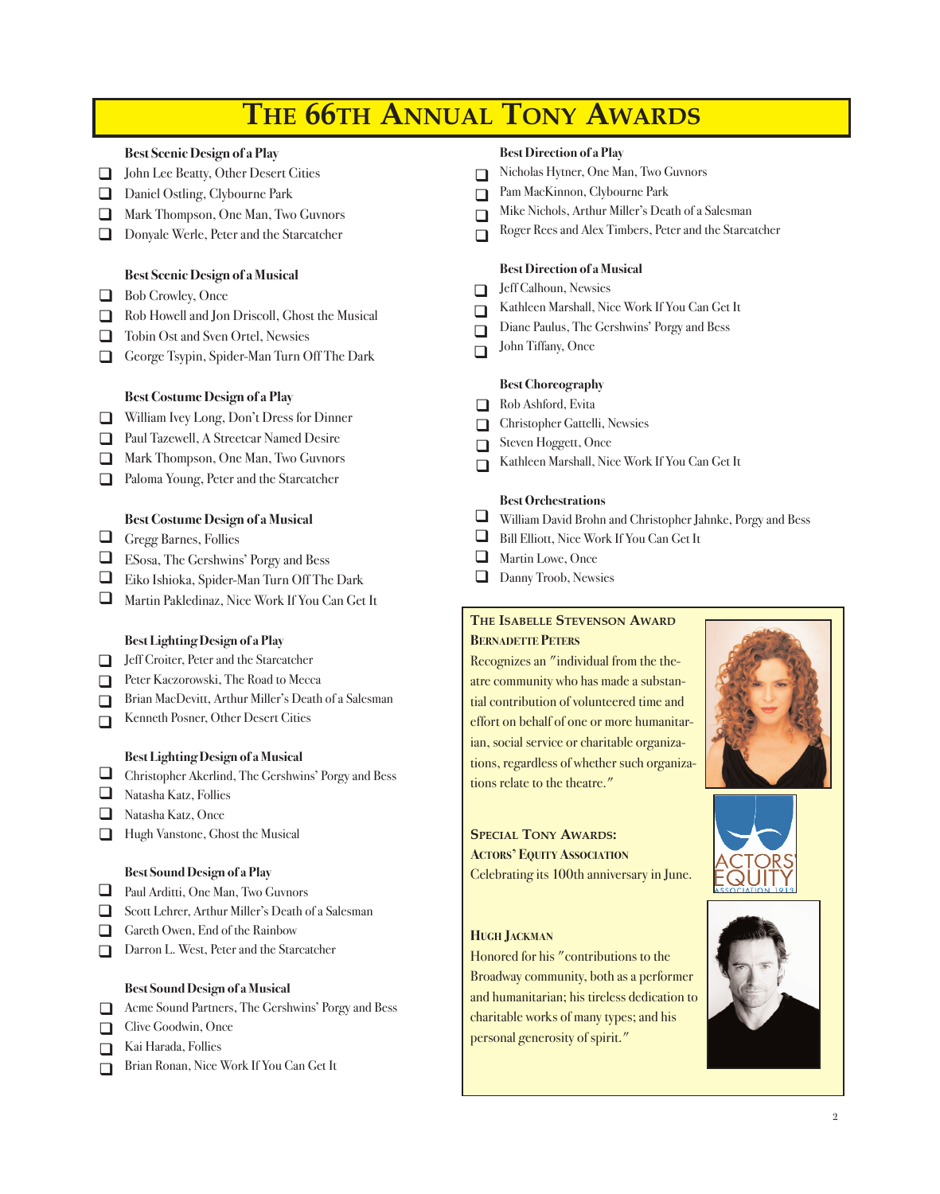# The 66th Annual Tony Awards

### Best Scenic Design of a Play

- ❑ John Lee Beatty, Other Desert Cities
- ❑ Daniel Ostling, Clybourne Park
- ❑ Mark Thompson, One Man, Two Guvnors
- ❑ Donyale Werle, Peter and the Starcatcher

### Best Scenic Design of a Musical

- ❑ Bob Crowley, Once
- ❑ Rob Howell and Jon Driscoll, Ghost the Musical
- ❑ Tobin Ost and Sven Ortel, Newsies
- ❑ George Tsypin, Spider-Man Turn Off The Dark

### Best Costume Design of a Play

- ❑ William Ivey Long, Don't Dress for Dinner
- ❑ Paul Tazewell, A Streetcar Named Desire
- ❑ Mark Thompson, One Man, Two Guvnors
- ❑ Paloma Young, Peter and the Starcatcher

### Best Costume Design of a Musical

- ❑ Gregg Barnes, Follies
- ❑ ESosa, The Gershwins' Porgy and Bess
- ❑ Eiko Ishioka, Spider-Man Turn Off The Dark
- ❑ Martin Pakledinaz, Nice Work If You Can Get It

### Best Lighting Design of a Play

- ❑ Jeff Croiter, Peter and the Starcatcher
- ❑ Peter Kaczorowski, The Road to Mecca
- ❑ Brian MacDevitt, Arthur Miller's Death of a Salesman
- ❑ Kenneth Posner, Other Desert Cities

### Best Lighting Design of a Musical

- ❑ Christopher Akerlind, The Gershwins' Porgy and Bess
- ❑ Natasha Katz, Follies
- ❑ Natasha Katz, Once
- ❑ Hugh Vanstone, Ghost the Musical

### Best Sound Design of a Play

- ❑ Paul Arditti, One Man, Two Guvnors
- ❑ Scott Lehrer, Arthur Miller's Death of a Salesman
- ❑ Gareth Owen, End of the Rainbow
- ❑ Darron L. West, Peter and the Starcatcher

### Best Sound Design of a Musical

- ❑ Acme Sound Partners, The Gershwins' Porgy and Bess
- ❑ Clive Goodwin, Once
- ❑ Kai Harada, Follies
- ❑ Brian Ronan, Nice Work If You Can Get It

### Best Direction of a Play

- ❑ Nicholas Hytner, One Man, Two Guvnors
- ❑ Pam MacKinnon, Clybourne Park
- ❑ Mike Nichols, Arthur Miller's Death of a Salesman
- ❑ Roger Rees and Alex Timbers, Peter and the Starcatcher

### Best Direction of a Musical

- ❑ Jeff Calhoun, Newsies
- ❑ Kathleen Marshall, Nice Work If You Can Get It
- ❑ Diane Paulus, The Gershwins' Porgy and Bess
- ❑ John Tiffany, Once

### Best Choreography

- ❑ Rob Ashford, Evita
- ❑ Christopher Gattelli, Newsies
- ❑ Steven Hoggett, Once
- ❑ Kathleen Marshall, Nice Work If You Can Get It

### Best Orchestrations

- ❑ William David Brohn and Christopher Jahnke, Porgy and Bess
- ❑ Bill Elliott, Nice Work If You Can Get It
- ❑ Martin Lowe, Once
- ❑ Danny Troob, Newsies

### The Isabelle Stevenson Award

**Bernadette Peters**

Recognizes an "individual from the theatre community who has made a substantial contribution of volunteered time and effort on behalf of one or more humanitarian, social service or charitable organizations, regardless of whether such organizations relate to the theatre."

### Special Tony Awards:

**Actors' Equity Association**

Celebrating its 100th anniversary in June.

**Hugh Jackman**

Honored for his "contributions to the Broadway community, both as a performer and humanitarian; his tireless dedication to charitable works of many types; and his personal generosity of spirit."